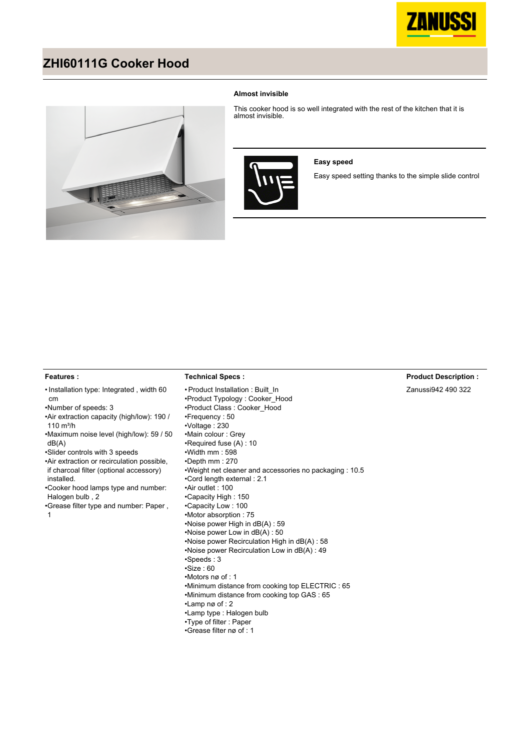# ZHI60111G Cooker Hood

**Almost invisible**

This cooker hood is so well integrated with the rest of the kitchen that it is almost invisible.

**Easy speed**

Easy speed setting thanks to the simple slide control

**Features :**

- Installation type: Integrated , width 60 cm
- Number of speeds: 3
- Air extraction capacity (high/low): 190 / 110 m³/h
- Maximum noise level (high/low): 59 / 50 dB(A)
- Slider controls with 3 speeds
- Air extraction or recirculation possible, if charcoal filter (optional accessory) installed.
- Cooker hood lamps type and number: Halogen bulb , 2
- Grease filter type and number: Paper , 1

**Technical Specs :**

- Product Installation : Built_In
- Product Typology : Cooker_Hood
- Product Class : Cooker_Hood
- Frequency : 50
- Voltage : 230
- Main colour : Grey
- Required fuse (A) : 10
- Width mm : 598
- Depth mm : 270
- Weight net cleaner and accessories no packaging : 10.5
- Cord length external : 2.1
- Air outlet : 100
- Capacity High : 150
- Capacity Low : 100
- Motor absorption : 75
- Noise power High in dB(A) : 59
- Noise power Low in dB(A) : 50
- Noise power Recirculation High in dB(A) : 58
- Noise power Recirculation Low in dB(A) : 49
- Speeds : 3
- Size : 60
- Motors nø of : 1
- Minimum distance from cooking top ELECTRIC : 65
- Minimum distance from cooking top GAS : 65
- Lamp nø of : 2
- Lamp type : Halogen bulb
- Type of filter : Paper
- Grease filter nø of : 1

**Product Description :**

Zanussi942 490 322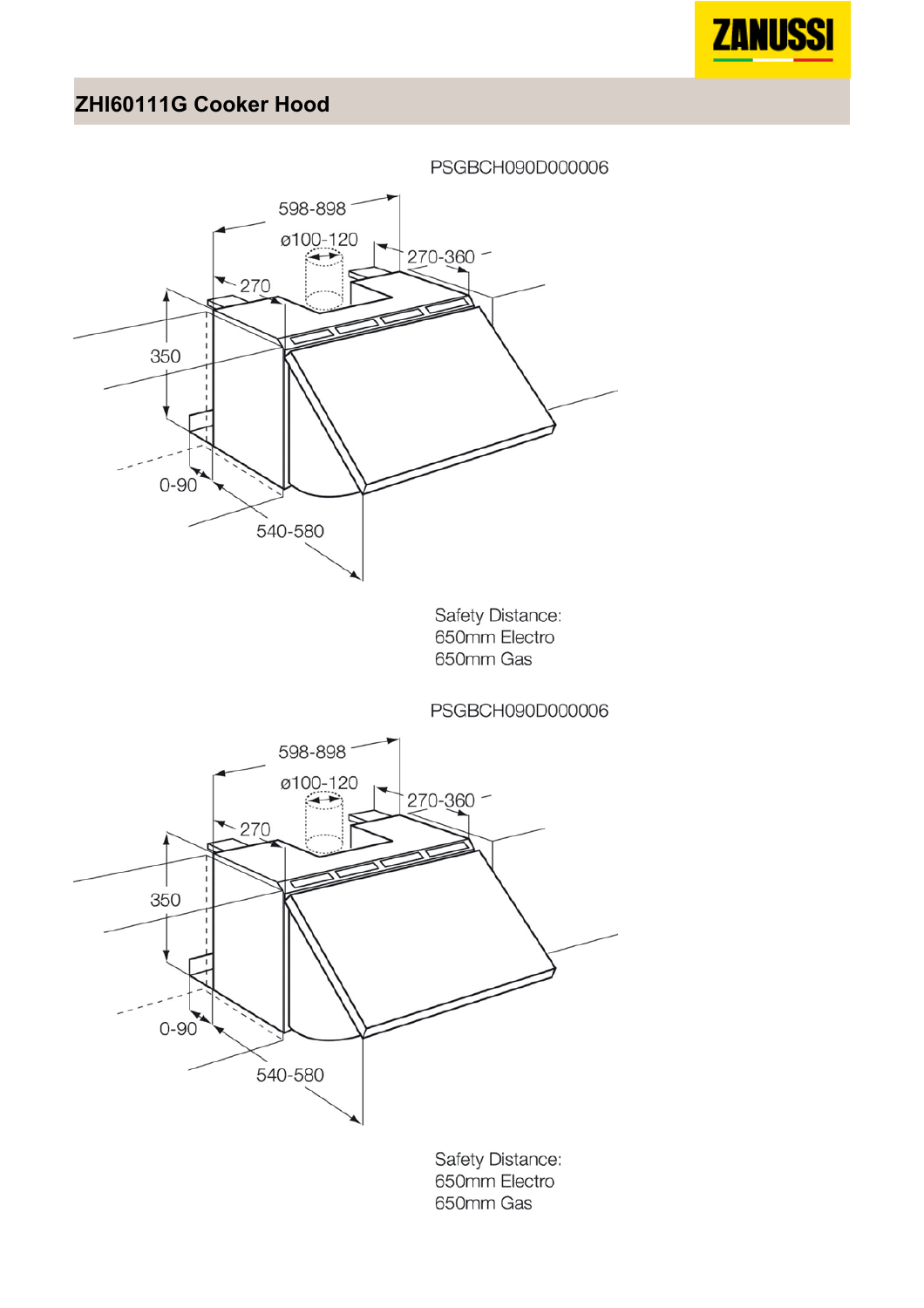## ZHI60111G Cooker Hood

PSGBCH090D000006

598-898

ø100-120

270-360

270

350

0-90

540-580

Safety Distance:
650mm Electro
650mm Gas

PSGBCH090D000006

598-898

ø100-120

270-360

270

350

0-90

540-580

Safety Distance:
650mm Electro
650mm Gas